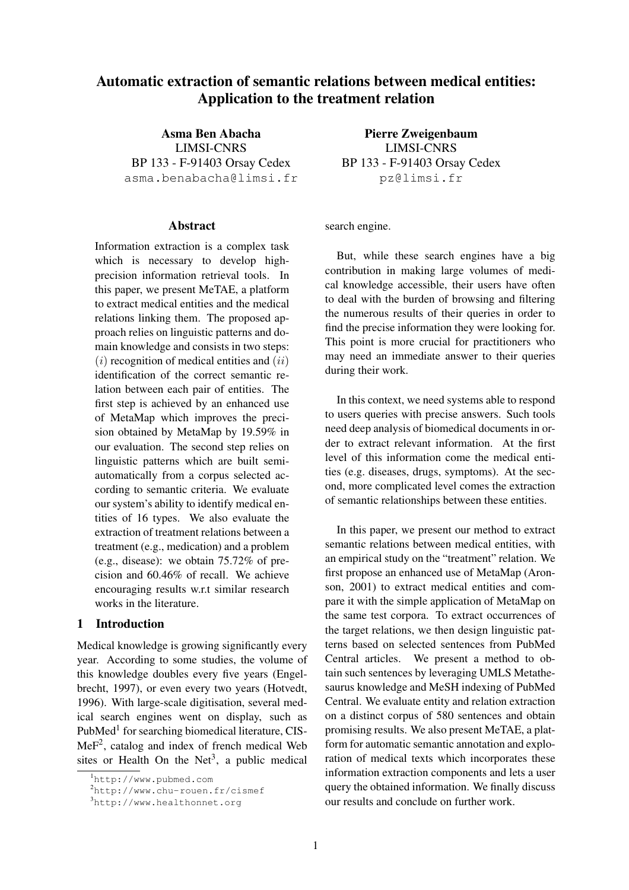# Automatic extraction of semantic relations between medical entities: Application to the treatment relation

**Asma Ben Abacha**
LIMSI-CNRS
BP 133 - F-91403 Orsay Cedex
asma.benabacha@limsi.fr

**Pierre Zweigenbaum**
LIMSI-CNRS
BP 133 - F-91403 Orsay Cedex
pz@limsi.fr

## Abstract

Information extraction is a complex task which is necessary to develop high-precision information retrieval tools. In this paper, we present MeTAE, a platform to extract medical entities and the medical relations linking them. The proposed approach relies on linguistic patterns and domain knowledge and consists in two steps: $(i)$ recognition of medical entities and $(ii)$ identification of the correct semantic relation between each pair of entities. The first step is achieved by an enhanced use of MetaMap which improves the precision obtained by MetaMap by 19.59% in our evaluation. The second step relies on linguistic patterns which are built semi-automatically from a corpus selected according to semantic criteria. We evaluate our system's ability to identify medical entities of 16 types. We also evaluate the extraction of treatment relations between a treatment (e.g., medication) and a problem (e.g., disease): we obtain 75.72% of precision and 60.46% of recall. We achieve encouraging results w.r.t similar research works in the literature.

## 1 Introduction

Medical knowledge is growing significantly every year. According to some studies, the volume of this knowledge doubles every five years (Engelbrecht, 1997), or even every two years (Hotvedt, 1996). With large-scale digitisation, several medical search engines went on display, such as PubMed[1] for searching biomedical literature, CISMeF[2], catalog and index of french medical Web sites or Health On the Net[3], a public medical search engine.

But, while these search engines have a big contribution in making large volumes of medical knowledge accessible, their users have often to deal with the burden of browsing and filtering the numerous results of their queries in order to find the precise information they were looking for. This point is more crucial for practitioners who may need an immediate answer to their queries during their work.

In this context, we need systems able to respond to users queries with precise answers. Such tools need deep analysis of biomedical documents in order to extract relevant information. At the first level of this information come the medical entities (e.g. diseases, drugs, symptoms). At the second, more complicated level comes the extraction of semantic relationships between these entities.

In this paper, we present our method to extract semantic relations between medical entities, with an empirical study on the "treatment" relation. We first propose an enhanced use of MetaMap (Aronson, 2001) to extract medical entities and compare it with the simple application of MetaMap on the same test corpora. To extract occurrences of the target relations, we then design linguistic patterns based on selected sentences from PubMed Central articles. We present a method to obtain such sentences by leveraging UMLS Metathesaurus knowledge and MeSH indexing of PubMed Central. We evaluate entity and relation extraction on a distinct corpus of 580 sentences and obtain promising results. We also present MeTAE, a platform for automatic semantic annotation and exploration of medical texts which incorporates these information extraction components and lets a user query the obtained information. We finally discuss our results and conclude on further work.

[1] http://www.pubmed.com
[2] http://www.chu-rouen.fr/cismef
[3] http://www.healthonnet.org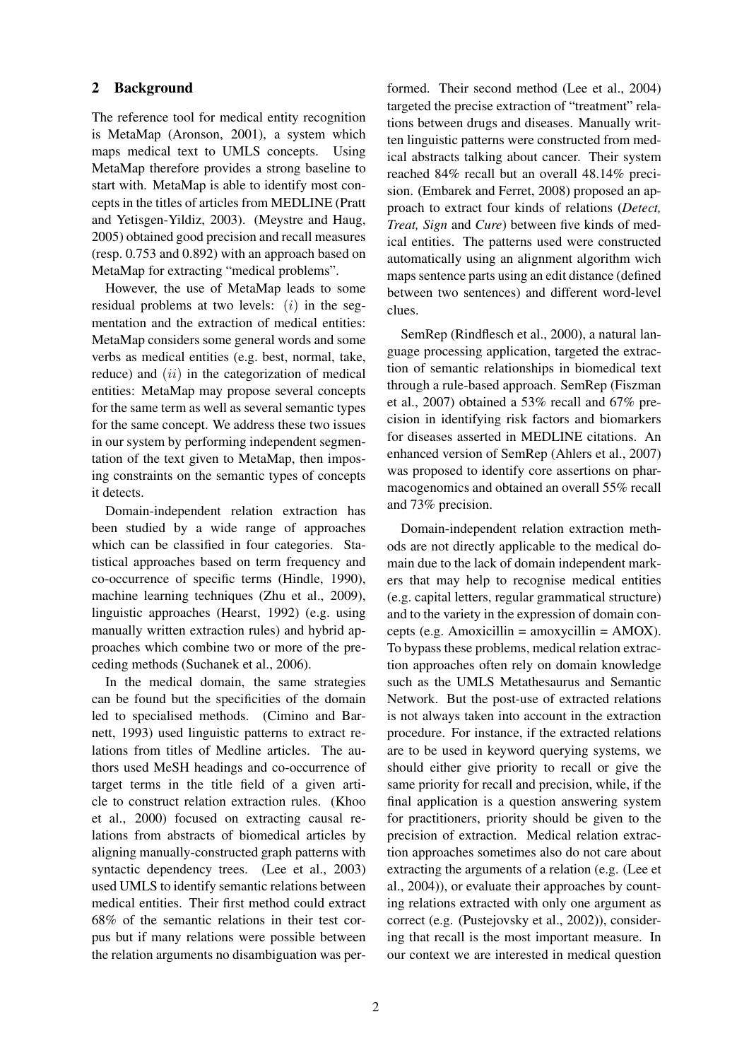## 2 Background

The reference tool for medical entity recognition is MetaMap (Aronson, 2001), a system which maps medical text to UMLS concepts. Using MetaMap therefore provides a strong baseline to start with. MetaMap is able to identify most concepts in the titles of articles from MEDLINE (Pratt and Yetisgen-Yildiz, 2003). (Meystre and Haug, 2005) obtained good precision and recall measures (resp. 0.753 and 0.892) with an approach based on MetaMap for extracting "medical problems".

However, the use of MetaMap leads to some residual problems at two levels: $(i)$ in the segmentation and the extraction of medical entities: MetaMap considers some general words and some verbs as medical entities (e.g. best, normal, take, reduce) and $(ii)$ in the categorization of medical entities: MetaMap may propose several concepts for the same term as well as several semantic types for the same concept. We address these two issues in our system by performing independent segmentation of the text given to MetaMap, then imposing constraints on the semantic types of concepts it detects.

Domain-independent relation extraction has been studied by a wide range of approaches which can be classified in four categories. Statistical approaches based on term frequency and co-occurrence of specific terms (Hindle, 1990), machine learning techniques (Zhu et al., 2009), linguistic approaches (Hearst, 1992) (e.g. using manually written extraction rules) and hybrid approaches which combine two or more of the preceding methods (Suchanek et al., 2006).

In the medical domain, the same strategies can be found but the specificities of the domain led to specialised methods. (Cimino and Barnett, 1993) used linguistic patterns to extract relations from titles of Medline articles. The authors used MeSH headings and co-occurrence of target terms in the title field of a given article to construct relation extraction rules. (Khoo et al., 2000) focused on extracting causal relations from abstracts of biomedical articles by aligning manually-constructed graph patterns with syntactic dependency trees. (Lee et al., 2003) used UMLS to identify semantic relations between medical entities. Their first method could extract 68% of the semantic relations in their test corpus but if many relations were possible between the relation arguments no disambiguation was performed. Their second method (Lee et al., 2004) targeted the precise extraction of "treatment" relations between drugs and diseases. Manually written linguistic patterns were constructed from medical abstracts talking about cancer. Their system reached 84% recall but an overall 48.14% precision. (Embarek and Ferret, 2008) proposed an approach to extract four kinds of relations (*Detect, Treat, Sign* and *Cure*) between five kinds of medical entities. The patterns used were constructed automatically using an alignment algorithm wich maps sentence parts using an edit distance (defined between two sentences) and different word-level clues.

SemRep (Rindflesch et al., 2000), a natural language processing application, targeted the extraction of semantic relationships in biomedical text through a rule-based approach. SemRep (Fiszman et al., 2007) obtained a 53% recall and 67% precision in identifying risk factors and biomarkers for diseases asserted in MEDLINE citations. An enhanced version of SemRep (Ahlers et al., 2007) was proposed to identify core assertions on pharmacogenomics and obtained an overall 55% recall and 73% precision.

Domain-independent relation extraction methods are not directly applicable to the medical domain due to the lack of domain independent markers that may help to recognise medical entities (e.g. capital letters, regular grammatical structure) and to the variety in the expression of domain concepts (e.g. Amoxicillin = amoxycillin = AMOX). To bypass these problems, medical relation extraction approaches often rely on domain knowledge such as the UMLS Metathesaurus and Semantic Network. But the post-use of extracted relations is not always taken into account in the extraction procedure. For instance, if the extracted relations are to be used in keyword querying systems, we should either give priority to recall or give the same priority for recall and precision, while, if the final application is a question answering system for practitioners, priority should be given to the precision of extraction. Medical relation extraction approaches sometimes also do not care about extracting the arguments of a relation (e.g. (Lee et al., 2004)), or evaluate their approaches by counting relations extracted with only one argument as correct (e.g. (Pustejovsky et al., 2002)), considering that recall is the most important measure. In our context we are interested in medical question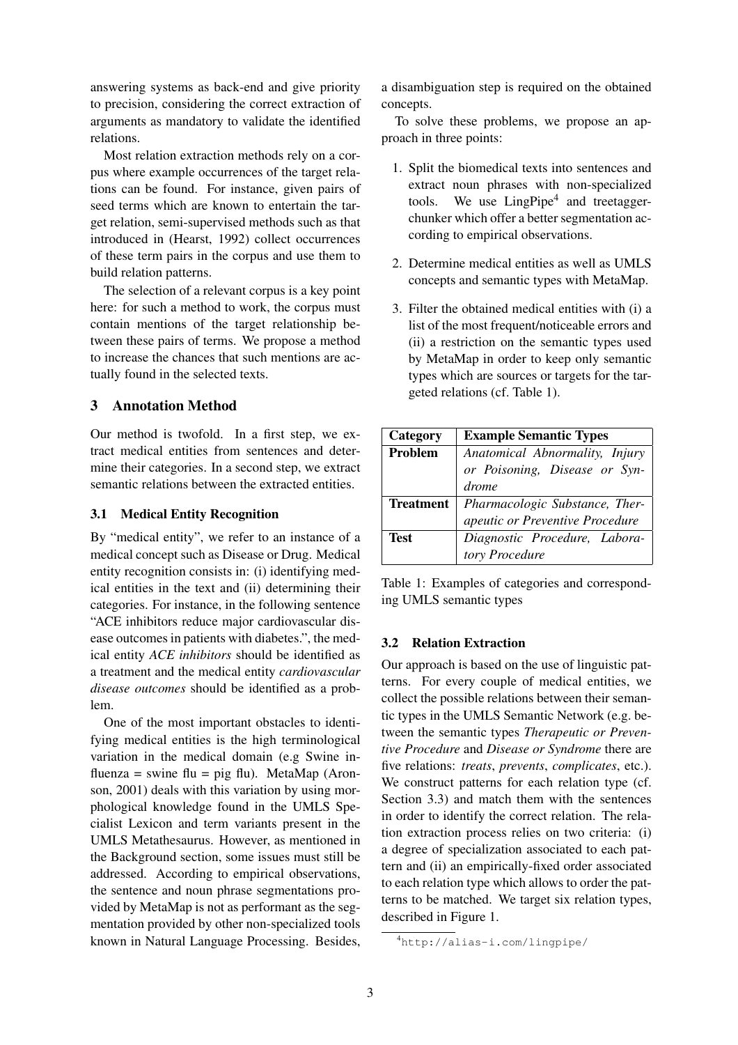answering systems as back-end and give priority to precision, considering the correct extraction of arguments as mandatory to validate the identified relations.

Most relation extraction methods rely on a corpus where example occurrences of the target relations can be found. For instance, given pairs of seed terms which are known to entertain the target relation, semi-supervised methods such as that introduced in (Hearst, 1992) collect occurrences of these term pairs in the corpus and use them to build relation patterns.

The selection of a relevant corpus is a key point here: for such a method to work, the corpus must contain mentions of the target relationship between these pairs of terms. We propose a method to increase the chances that such mentions are actually found in the selected texts.

## 3 Annotation Method

Our method is twofold. In a first step, we extract medical entities from sentences and determine their categories. In a second step, we extract semantic relations between the extracted entities.

### 3.1 Medical Entity Recognition

By "medical entity", we refer to an instance of a medical concept such as Disease or Drug. Medical entity recognition consists in: (i) identifying medical entities in the text and (ii) determining their categories. For instance, in the following sentence "ACE inhibitors reduce major cardiovascular disease outcomes in patients with diabetes.", the medical entity *ACE inhibitors* should be identified as a treatment and the medical entity *cardiovascular disease outcomes* should be identified as a problem.

One of the most important obstacles to identifying medical entities is the high terminological variation in the medical domain (e.g Swine influenza = swine flu = pig flu). MetaMap (Aronson, 2001) deals with this variation by using morphological knowledge found in the UMLS Specialist Lexicon and term variants present in the UMLS Metathesaurus. However, as mentioned in the Background section, some issues must still be addressed. According to empirical observations, the sentence and noun phrase segmentations provided by MetaMap is not as performant as the segmentation provided by other non-specialized tools known in Natural Language Processing. Besides, a disambiguation step is required on the obtained concepts.

To solve these problems, we propose an approach in three points:

1. Split the biomedical texts into sentences and extract noun phrases with non-specialized tools. We use LingPipe[4] and treetagger-chunker which offer a better segmentation according to empirical observations.
2. Determine medical entities as well as UMLS concepts and semantic types with MetaMap.
3. Filter the obtained medical entities with (i) a list of the most frequent/noticeable errors and (ii) a restriction on the semantic types used by MetaMap in order to keep only semantic types which are sources or targets for the targeted relations (cf. Table 1).

| Category | Example Semantic Types |
|---|---|
| **Problem** | *Anatomical Abnormality, Injury or Poisoning, Disease or Syndrome* |
| **Treatment** | *Pharmacologic Substance, Therapeutic or Preventive Procedure* |
| **Test** | *Diagnostic Procedure, Laboratory Procedure* |

Table 1: Examples of categories and corresponding UMLS semantic types

### 3.2 Relation Extraction

Our approach is based on the use of linguistic patterns. For every couple of medical entities, we collect the possible relations between their semantic types in the UMLS Semantic Network (e.g. between the semantic types *Therapeutic or Preventive Procedure* and *Disease or Syndrome* there are five relations: *treats*, *prevents*, *complicates*, etc.). We construct patterns for each relation type (cf. Section 3.3) and match them with the sentences in order to identify the correct relation. The relation extraction process relies on two criteria: (i) a degree of specialization associated to each pattern and (ii) an empirically-fixed order associated to each relation type which allows to order the patterns to be matched. We target six relation types, described in Figure 1.

[4] http://alias-i.com/lingpipe/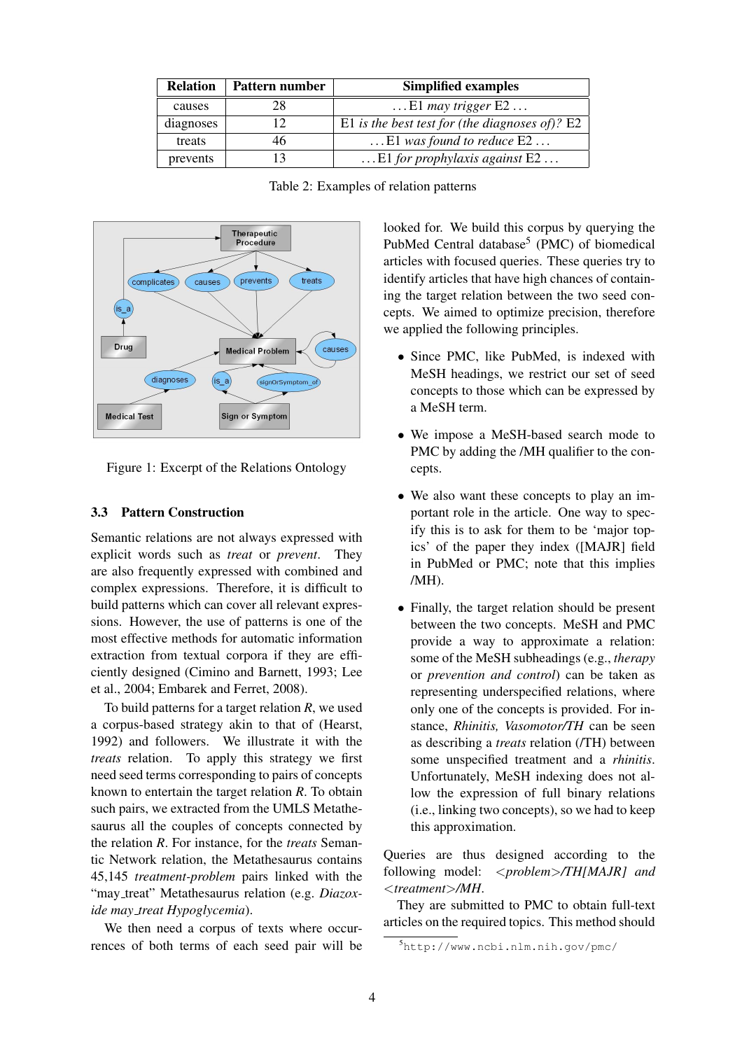| Relation | Pattern number | Simplified examples |
| --- | --- | --- |
| causes | 28 | ...E1 *may trigger* E2 ... |
| diagnoses | 12 | E1 *is the best test for (the diagnoses of)?* E2 |
| treats | 46 | ...E1 *was found to reduce* E2 ... |
| prevents | 13 | ...E1 *for prophylaxis against* E2 ... |

Table 2: Examples of relation patterns

Therapeutic Procedure
complicates
causes
prevents
treats
is_a
Drug
Medical Problem
causes
diagnoses
is_a
signOrSymptom_of
Medical Test
Sign or Symptom

Figure 1: Excerpt of the Relations Ontology

### 3.3 Pattern Construction

Semantic relations are not always expressed with explicit words such as *treat* or *prevent*. They are also frequently expressed with combined and complex expressions. Therefore, it is difficult to build patterns which can cover all relevant expressions. However, the use of patterns is one of the most effective methods for automatic information extraction from textual corpora if they are efficiently designed (Cimino and Barnett, 1993; Lee et al., 2004; Embarek and Ferret, 2008).

To build patterns for a target relation *R*, we used a corpus-based strategy akin to that of (Hearst, 1992) and followers. We illustrate it with the *treats* relation. To apply this strategy we first need seed terms corresponding to pairs of concepts known to entertain the target relation *R*. To obtain such pairs, we extracted from the UMLS Metathesaurus all the couples of concepts connected by the relation *R*. For instance, for the *treats* Semantic Network relation, the Metathesaurus contains 45,145 *treatment-problem* pairs linked with the "may_treat" Metathesaurus relation (e.g. *Diazoxide may_treat Hypoglycemia*).

We then need a corpus of texts where occurrences of both terms of each seed pair will be looked for. We build this corpus by querying the PubMed Central database[5] (PMC) of biomedical articles with focused queries. These queries try to identify articles that have high chances of containing the target relation between the two seed concepts. We aimed to optimize precision, therefore we applied the following principles.

- Since PMC, like PubMed, is indexed with MeSH headings, we restrict our set of seed concepts to those which can be expressed by a MeSH term.
- We impose a MeSH-based search mode to PMC by adding the /MH qualifier to the concepts.
- We also want these concepts to play an important role in the article. One way to specify this is to ask for them to be 'major topics' of the paper they index ([MAJR] field in PubMed or PMC; note that this implies /MH).
- Finally, the target relation should be present between the two concepts. MeSH and PMC provide a way to approximate a relation: some of the MeSH subheadings (e.g., *therapy* or *prevention and control*) can be taken as representing underspecified relations, where only one of the concepts is provided. For instance, *Rhinitis, Vasomotor/TH* can be seen as describing a *treats* relation (/TH) between some unspecified treatment and a *rhinitis*. Unfortunately, MeSH indexing does not allow the expression of full binary relations (i.e., linking two concepts), so we had to keep this approximation.

Queries are thus designed according to the following model: *<problem>/TH[MAJR] and <treatment>/MH*.

They are submitted to PMC to obtain full-text articles on the required topics. This method should

[5] http://www.ncbi.nlm.nih.gov/pmc/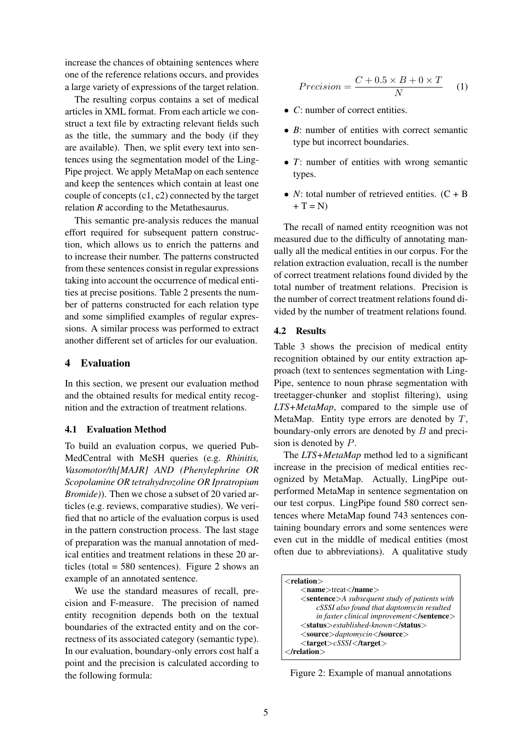increase the chances of obtaining sentences where one of the reference relations occurs, and provides a large variety of expressions of the target relation.

The resulting corpus contains a set of medical articles in XML format. From each article we construct a text file by extracting relevant fields such as the title, the summary and the body (if they are available). Then, we split every text into sentences using the segmentation model of the LingPipe project. We apply MetaMap on each sentence and keep the sentences which contain at least one couple of concepts (c1, c2) connected by the target relation *R* according to the Metathesaurus.

This semantic pre-analysis reduces the manual effort required for subsequent pattern construction, which allows us to enrich the patterns and to increase their number. The patterns constructed from these sentences consist in regular expressions taking into account the occurrence of medical entities at precise positions. Table 2 presents the number of patterns constructed for each relation type and some simplified examples of regular expressions. A similar process was performed to extract another different set of articles for our evaluation.

## 4 Evaluation

In this section, we present our evaluation method and the obtained results for medical entity recognition and the extraction of treatment relations.

### 4.1 Evaluation Method

To build an evaluation corpus, we queried PubMedCentral with MeSH queries (e.g. *Rhinitis, Vasomotor/th[MAJR] AND (Phenylephrine OR Scopolamine OR tetrahydrozoline OR Ipratropium Bromide)*). Then we chose a subset of 20 varied articles (e.g. reviews, comparative studies). We verified that no article of the evaluation corpus is used in the pattern construction process. The last stage of preparation was the manual annotation of medical entities and treatment relations in these 20 articles (total = 580 sentences). Figure 2 shows an example of an annotated sentence.

We use the standard measures of recall, precision and F-measure. The precision of named entity recognition depends both on the textual boundaries of the extracted entity and on the correctness of its associated category (semantic type). In our evaluation, boundary-only errors cost half a point and the precision is calculated according to the following formula:

$$Precision = \frac{C + 0.5 \times B + 0 \times T}{N} \quad (1)$$

- *C*: number of correct entities.
- *B*: number of entities with correct semantic type but incorrect boundaries.
- *T*: number of entities with wrong semantic types.
- *N*: total number of retrieved entities. (C + B + T = N)

The recall of named entity rceognition was not measured due to the difficulty of annotating manually all the medical entities in our corpus. For the relation extraction evaluation, recall is the number of correct treatment relations found divided by the total number of treatment relations. Precision is the number of correct treatment relations found divided by the number of treatment relations found.

### 4.2 Results

Table 3 shows the precision of medical entity recognition obtained by our entity extraction approach (text to sentences segmentation with LingPipe, sentence to noun phrase segmentation with treetagger-chunker and stoplist filtering), using *LTS+MetaMap*, compared to the simple use of MetaMap. Entity type errors are denoted by $T$, boundary-only errors are denoted by $B$ and precision is denoted by $P$.

The *LTS+MetaMap* method led to a significant increase in the precision of medical entities recognized by MetaMap. Actually, LingPipe outperformed MetaMap in sentence segmentation on our test corpus. LingPipe found 580 correct sentences where MetaMap found 743 sentences containing boundary errors and some sentences were even cut in the middle of medical entities (most often due to abbreviations). A qualitative study

```
<relation>
    <name>treat</name>
    <sentence>A subsequent study of patients with
        cSSSI also found that daptomycin resulted
        in faster clinical improvement</sentence>
    <status>established-known</status>
    <source>daptomycin</source>
    <target>cSSSI</target>
</relation>
```

Figure 2: Example of manual annotations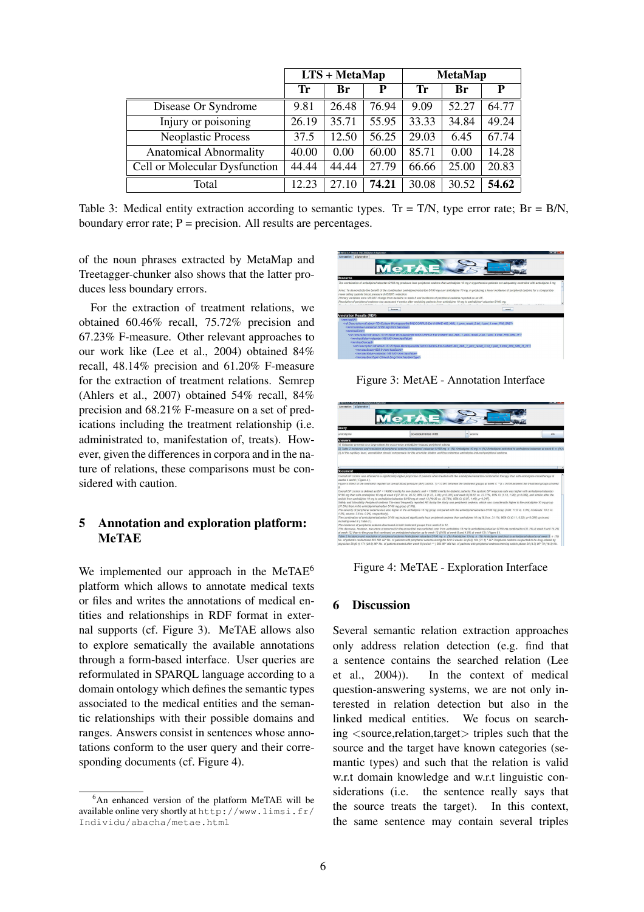| | LTS + MetaMap | | | MetaMap | | |
|---|---|---|---|---|---|---|
| | **Tr** | **Br** | **P** | **Tr** | **Br** | **P** |
| Disease Or Syndrome | 9.81 | 26.48 | 76.94 | 9.09 | 52.27 | 64.77 |
| Injury or poisoning | 26.19 | 35.71 | 55.95 | 33.33 | 34.84 | 49.24 |
| Neoplastic Process | 37.5 | 12.50 | 56.25 | 29.03 | 6.45 | 67.74 |
| Anatomical Abnormality | 40.00 | 0.00 | 60.00 | 85.71 | 0.00 | 14.28 |
| Cell or Molecular Dysfunction | 44.44 | 44.44 | 27.79 | 66.66 | 25.00 | 20.83 |
| Total | 12.23 | 27.10 | **74.21** | 30.08 | 30.52 | **54.62** |

Table 3: Medical entity extraction according to semantic types. Tr = T/N, type error rate; Br = B/N, boundary error rate; P = precision. All results are percentages.

of the noun phrases extracted by MetaMap and Treetagger-chunker also shows that the latter produces less boundary errors.

For the extraction of treatment relations, we obtained 60.46% recall, 75.72% precision and 67.23% F-measure. Other relevant approaches to our work like (Lee et al., 2004) obtained 84% recall, 48.14% precision and 61.20% F-measure for the extraction of treatment relations. Semrep (Ahlers et al., 2007) obtained 54% recall, 84% precision and 68.21% F-measure on a set of predications including the treatment relationship (i.e. administrated to, manifestation of, treats). However, given the differences in corpora and in the nature of relations, these comparisons must be considered with caution.

## 5 Annotation and exploration platform: MeTAE

We implemented our approach in the MeTAE[6] platform which allows to annotate medical texts or files and writes the annotations of medical entities and relationships in RDF format in external supports (cf. Figure 3). MeTAE allows also to explore sematically the available annotations through a form-based interface. User queries are reformulated in SPARQL language according to a domain ontology which defines the semantic types associated to the medical entities and the semantic relationships with their possible domains and ranges. Answers consist in sentences whose annotations conform to the user query and their corresponding documents (cf. Figure 4).

[6]An enhanced version of the platform MeTAE will be available online very shortly at http://www.limsi.fr/Individu/abacha/metae.html

Figure 3: MetAE - Annotation Interface

Figure 4: MeTAE - Exploration Interface

## 6 Discussion

Several semantic relation extraction approaches only address relation detection (e.g. find that a sentence contains the searched relation (Lee et al., 2004)). In the context of medical question-answering systems, we are not only interested in relation detection but also in the linked medical entities. We focus on searching <source,relation,target> triples such that the source and the target have known categories (semantic types) and such that the relation is valid w.r.t domain knowledge and w.r.t linguistic considerations (i.e. the sentence really says that the source treats the target). In this context, the same sentence may contain several triples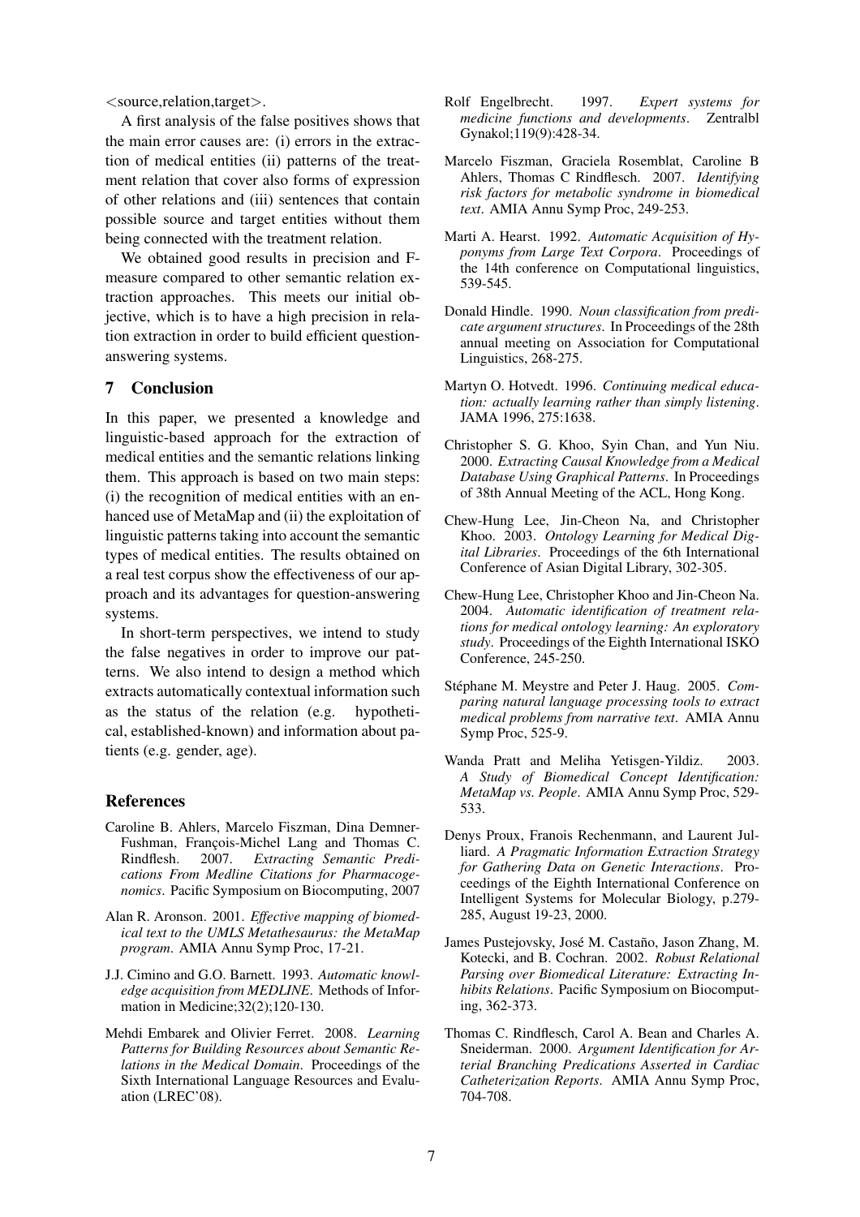<source,relation,target>.

A first analysis of the false positives shows that the main error causes are: (i) errors in the extraction of medical entities (ii) patterns of the treatment relation that cover also forms of expression of other relations and (iii) sentences that contain possible source and target entities without them being connected with the treatment relation.

We obtained good results in precision and F-measure compared to other semantic relation extraction approaches. This meets our initial objective, which is to have a high precision in relation extraction in order to build efficient question-answering systems.

## 7 Conclusion

In this paper, we presented a knowledge and linguistic-based approach for the extraction of medical entities and the semantic relations linking them. This approach is based on two main steps: (i) the recognition of medical entities with an enhanced use of MetaMap and (ii) the exploitation of linguistic patterns taking into account the semantic types of medical entities. The results obtained on a real test corpus show the effectiveness of our approach and its advantages for question-answering systems.

In short-term perspectives, we intend to study the false negatives in order to improve our patterns. We also intend to design a method which extracts automatically contextual information such as the status of the relation (e.g. hypothetical, established-known) and information about patients (e.g. gender, age).

## References

Caroline B. Ahlers, Marcelo Fiszman, Dina Demner-Fushman, François-Michel Lang and Thomas C. Rindflesh. 2007. *Extracting Semantic Predications From Medline Citations for Pharmacogenomics*. Pacific Symposium on Biocomputing, 2007

Alan R. Aronson. 2001. *Effective mapping of biomedical text to the UMLS Metathesaurus: the MetaMap program*. AMIA Annu Symp Proc, 17-21.

J.J. Cimino and G.O. Barnett. 1993. *Automatic knowledge acquisition from MEDLINE*. Methods of Information in Medicine;32(2);120-130.

Mehdi Embarek and Olivier Ferret. 2008. *Learning Patterns for Building Resources about Semantic Relations in the Medical Domain*. Proceedings of the Sixth International Language Resources and Evaluation (LREC'08).

Rolf Engelbrecht. 1997. *Expert systems for medicine functions and developments*. Zentralbl Gynakol;119(9):428-34.

Marcelo Fiszman, Graciela Rosemblat, Caroline B Ahlers, Thomas C Rindflesch. 2007. *Identifying risk factors for metabolic syndrome in biomedical text*. AMIA Annu Symp Proc, 249-253.

Marti A. Hearst. 1992. *Automatic Acquisition of Hyponyms from Large Text Corpora*. Proceedings of the 14th conference on Computational linguistics, 539-545.

Donald Hindle. 1990. *Noun classification from predicate argument structures*. In Proceedings of the 28th annual meeting on Association for Computational Linguistics, 268-275.

Martyn O. Hotvedt. 1996. *Continuing medical education: actually learning rather than simply listening*. JAMA 1996, 275:1638.

Christopher S. G. Khoo, Syin Chan, and Yun Niu. 2000. *Extracting Causal Knowledge from a Medical Database Using Graphical Patterns*. In Proceedings of 38th Annual Meeting of the ACL, Hong Kong.

Chew-Hung Lee, Jin-Cheon Na, and Christopher Khoo. 2003. *Ontology Learning for Medical Digital Libraries*. Proceedings of the 6th International Conference of Asian Digital Library, 302-305.

Chew-Hung Lee, Christopher Khoo and Jin-Cheon Na. 2004. *Automatic identification of treatment relations for medical ontology learning: An exploratory study*. Proceedings of the Eighth International ISKO Conference, 245-250.

Stéphane M. Meystre and Peter J. Haug. 2005. *Comparing natural language processing tools to extract medical problems from narrative text*. AMIA Annu Symp Proc, 525-9.

Wanda Pratt and Meliha Yetisgen-Yildiz. 2003. *A Study of Biomedical Concept Identification: MetaMap vs. People*. AMIA Annu Symp Proc, 529-533.

Denys Proux, Franois Rechenmann, and Laurent Julliard. *A Pragmatic Information Extraction Strategy for Gathering Data on Genetic Interactions*. Proceedings of the Eighth International Conference on Intelligent Systems for Molecular Biology, p.279-285, August 19-23, 2000.

James Pustejovsky, José M. Castaño, Jason Zhang, M. Kotecki, and B. Cochran. 2002. *Robust Relational Parsing over Biomedical Literature: Extracting Inhibits Relations*. Pacific Symposium on Biocomputing, 362-373.

Thomas C. Rindflesch, Carol A. Bean and Charles A. Sneiderman. 2000. *Argument Identification for Arterial Branching Predications Asserted in Cardiac Catheterization Reports*. AMIA Annu Symp Proc, 704-708.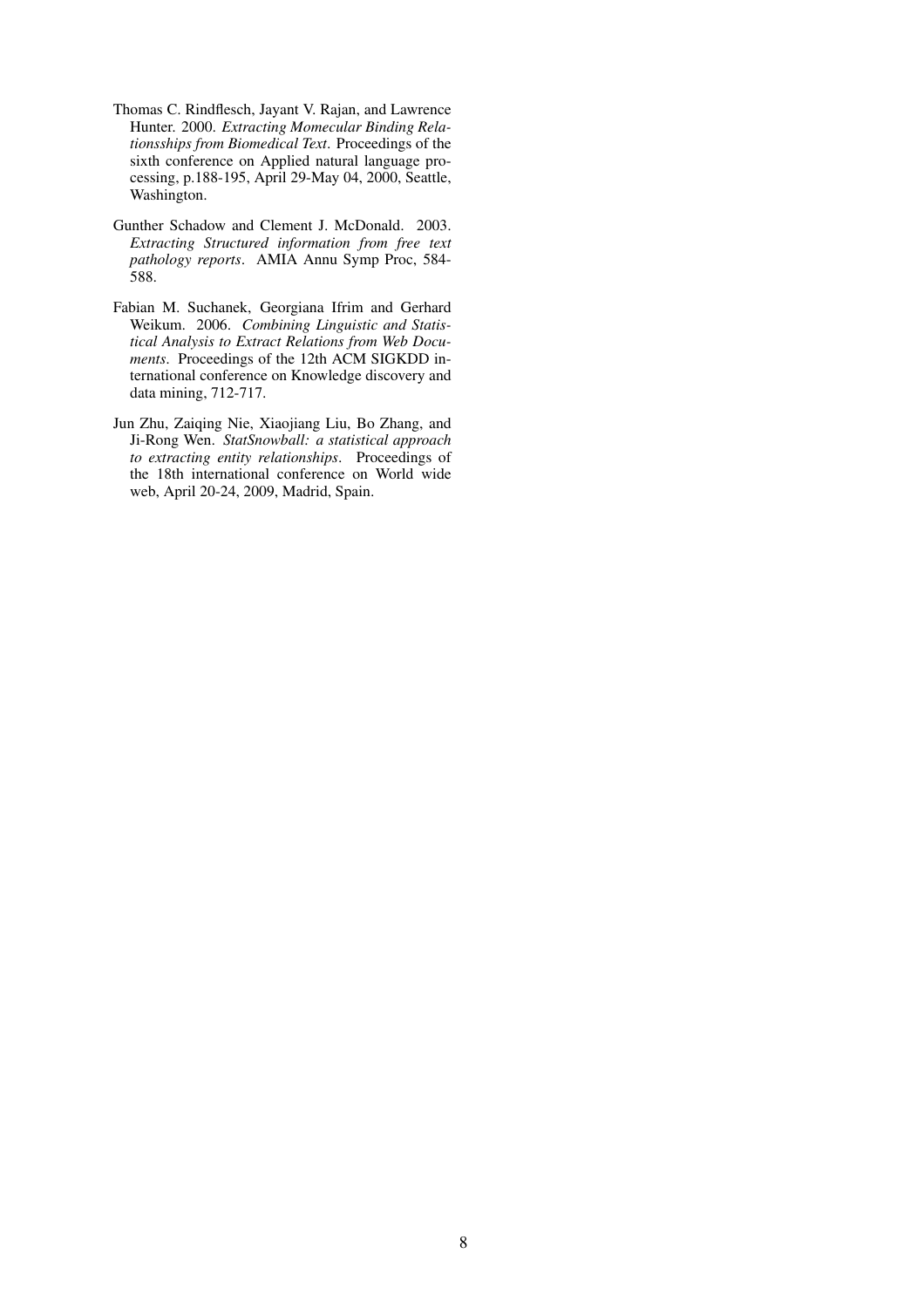Thomas C. Rindflesch, Jayant V. Rajan, and Lawrence Hunter. 2000. *Extracting Momecular Binding Relationsships from Biomedical Text*. Proceedings of the sixth conference on Applied natural language processing, p.188-195, April 29-May 04, 2000, Seattle, Washington.

Gunther Schadow and Clement J. McDonald. 2003. *Extracting Structured information from free text pathology reports*. AMIA Annu Symp Proc, 584-588.

Fabian M. Suchanek, Georgiana Ifrim and Gerhard Weikum. 2006. *Combining Linguistic and Statistical Analysis to Extract Relations from Web Documents*. Proceedings of the 12th ACM SIGKDD international conference on Knowledge discovery and data mining, 712-717.

Jun Zhu, Zaiqing Nie, Xiaojiang Liu, Bo Zhang, and Ji-Rong Wen. *StatSnowball: a statistical approach to extracting entity relationships*. Proceedings of the 18th international conference on World wide web, April 20-24, 2009, Madrid, Spain.